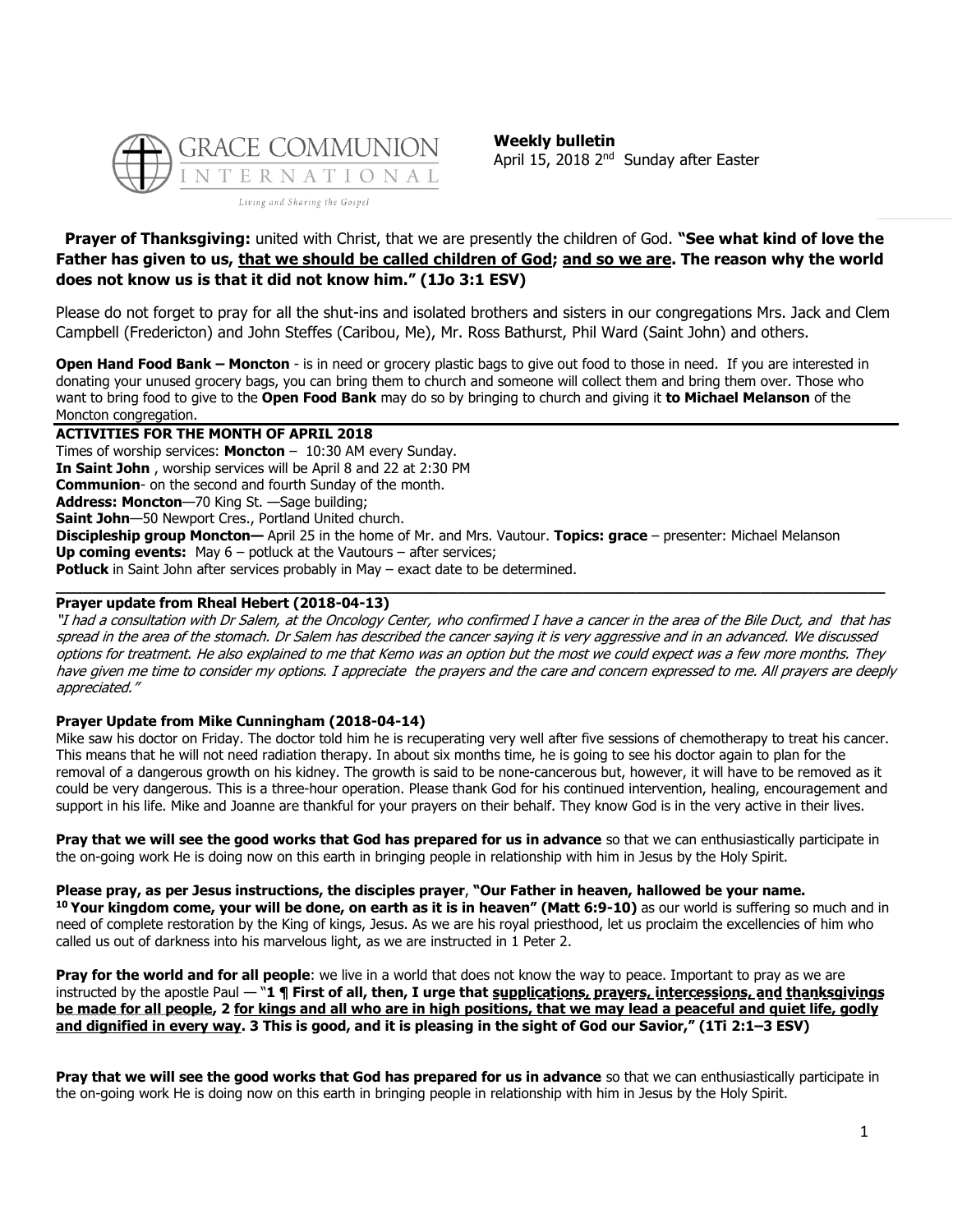**Weekly bulletin**
April 15, 2018 2nd Sunday after Easter

**Prayer of Thanksgiving:** united with Christ, that we are presently the children of God. **"See what kind of love the Father has given to us, that we should be called children of God; and so we are. The reason why the world does not know us is that it did not know him." (1Jo 3:1 ESV)**

Please do not forget to pray for all the shut-ins and isolated brothers and sisters in our congregations Mrs. Jack and Clem Campbell (Fredericton) and John Steffes (Caribou, Me), Mr. Ross Bathurst, Phil Ward (Saint John) and others.

**Open Hand Food Bank – Moncton** - is in need or grocery plastic bags to give out food to those in need. If you are interested in donating your unused grocery bags, you can bring them to church and someone will collect them and bring them over. Those who want to bring food to give to the **Open Food Bank** may do so by bringing to church and giving it **to Michael Melanson** of the Moncton congregation.

**ACTIVITIES FOR THE MONTH OF APRIL 2018**

Times of worship services: **Moncton** – 10:30 AM every Sunday.
**In Saint John** , worship services will be April 8 and 22 at 2:30 PM
**Communion**- on the second and fourth Sunday of the month.
**Address: Moncton**—70 King St. —Sage building;
**Saint John**—50 Newport Cres., Portland United church.
**Discipleship group Moncton—** April 25 in the home of Mr. and Mrs. Vautour. **Topics: grace** – presenter: Michael Melanson
**Up coming events:** May 6 – potluck at the Vautours – after services;
**Potluck** in Saint John after services probably in May – exact date to be determined.

**Prayer update from Rheal Hebert (2018-04-13)**

*"I had a consultation with Dr Salem, at the Oncology Center, who confirmed I have a cancer in the area of the Bile Duct, and that has spread in the area of the stomach. Dr Salem has described the cancer saying it is very aggressive and in an advanced. We discussed options for treatment. He also explained to me that Kemo was an option but the most we could expect was a few more months. They have given me time to consider my options. I appreciate the prayers and the care and concern expressed to me. All prayers are deeply appreciated."*

**Prayer Update from Mike Cunningham (2018-04-14)**

Mike saw his doctor on Friday. The doctor told him he is recuperating very well after five sessions of chemotherapy to treat his cancer. This means that he will not need radiation therapy. In about six months time, he is going to see his doctor again to plan for the removal of a dangerous growth on his kidney. The growth is said to be none-cancerous but, however, it will have to be removed as it could be very dangerous. This is a three-hour operation. Please thank God for his continued intervention, healing, encouragement and support in his life. Mike and Joanne are thankful for your prayers on their behalf. They know God is in the very active in their lives.

**Pray that we will see the good works that God has prepared for us in advance** so that we can enthusiastically participate in the on-going work He is doing now on this earth in bringing people in relationship with him in Jesus by the Holy Spirit.

**Please pray, as per Jesus instructions, the disciples prayer**, **"Our Father in heaven, hallowed be your name. 10 Your kingdom come, your will be done, on earth as it is in heaven" (Matt 6:9-10)** as our world is suffering so much and in need of complete restoration by the King of kings, Jesus. As we are his royal priesthood, let us proclaim the excellencies of him who called us out of darkness into his marvelous light, as we are instructed in 1 Peter 2.

**Pray for the world and for all people**: we live in a world that does not know the way to peace. Important to pray as we are instructed by the apostle Paul — "**1 ¶ First of all, then, I urge that supplications, prayers, intercessions, and thanksgivings be made for all people, 2 for kings and all who are in high positions, that we may lead a peaceful and quiet life, godly and dignified in every way. 3 This is good, and it is pleasing in the sight of God our Savior," (1Ti 2:1–3 ESV)**

**Pray that we will see the good works that God has prepared for us in advance** so that we can enthusiastically participate in the on-going work He is doing now on this earth in bringing people in relationship with him in Jesus by the Holy Spirit.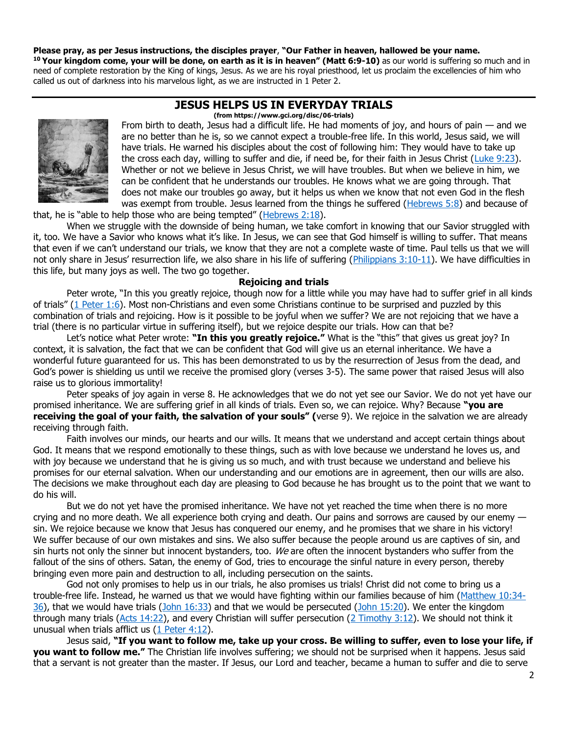**Please pray, as per Jesus instructions, the disciples prayer**, **"Our Father in heaven, hallowed be your name.** [10] **Your kingdom come, your will be done, on earth as it is in heaven" (Matt 6:9-10)** as our world is suffering so much and in need of complete restoration by the King of kings, Jesus. As we are his royal priesthood, let us proclaim the excellencies of him who called us out of darkness into his marvelous light, as we are instructed in 1 Peter 2.

## JESUS HELPS US IN EVERYDAY TRIALS

**(from https://www.gci.org/disc/06-trials)**

From birth to death, Jesus had a difficult life. He had moments of joy, and hours of pain — and we are no better than he is, so we cannot expect a trouble-free life. In this world, Jesus said, we will have trials. He warned his disciples about the cost of following him: They would have to take up the cross each day, willing to suffer and die, if need be, for their faith in Jesus Christ (Luke 9:23). Whether or not we believe in Jesus Christ, we will have troubles. But when we believe in him, we can be confident that he understands our troubles. He knows what we are going through. That does not make our troubles go away, but it helps us when we know that not even God in the flesh was exempt from trouble. Jesus learned from the things he suffered (Hebrews 5:8) and because of that, he is "able to help those who are being tempted" (Hebrews 2:18).

When we struggle with the downside of being human, we take comfort in knowing that our Savior struggled with it, too. We have a Savior who knows what it's like. In Jesus, we can see that God himself is willing to suffer. That means that even if we can't understand our trials, we know that they are not a complete waste of time. Paul tells us that we will not only share in Jesus' resurrection life, we also share in his life of suffering (Philippians 3:10-11). We have difficulties in this life, but many joys as well. The two go together.

### Rejoicing and trials

Peter wrote, "In this you greatly rejoice, though now for a little while you may have had to suffer grief in all kinds of trials" (1 Peter 1:6). Most non-Christians and even some Christians continue to be surprised and puzzled by this combination of trials and rejoicing. How is it possible to be joyful when we suffer? We are not rejoicing that we have a trial (there is no particular virtue in suffering itself), but we rejoice despite our trials. How can that be?

Let's notice what Peter wrote: **"In this you greatly rejoice."** What is the "this" that gives us great joy? In context, it is salvation, the fact that we can be confident that God will give us an eternal inheritance. We have a wonderful future guaranteed for us. This has been demonstrated to us by the resurrection of Jesus from the dead, and God's power is shielding us until we receive the promised glory (verses 3-5). The same power that raised Jesus will also raise us to glorious immortality!

Peter speaks of joy again in verse 8. He acknowledges that we do not yet see our Savior. We do not yet have our promised inheritance. We are suffering grief in all kinds of trials. Even so, we can rejoice. Why? Because **"you are receiving the goal of your faith, the salvation of your souls" (**verse 9). We rejoice in the salvation we are already receiving through faith.

Faith involves our minds, our hearts and our wills. It means that we understand and accept certain things about God. It means that we respond emotionally to these things, such as with love because we understand he loves us, and with joy because we understand that he is giving us so much, and with trust because we understand and believe his promises for our eternal salvation. When our understanding and our emotions are in agreement, then our wills are also. The decisions we make throughout each day are pleasing to God because he has brought us to the point that we want to do his will.

But we do not yet have the promised inheritance. We have not yet reached the time when there is no more crying and no more death. We all experience both crying and death. Our pains and sorrows are caused by our enemy — sin. We rejoice because we know that Jesus has conquered our enemy, and he promises that we share in his victory! We suffer because of our own mistakes and sins. We also suffer because the people around us are captives of sin, and sin hurts not only the sinner but innocent bystanders, too. *We* are often the innocent bystanders who suffer from the fallout of the sins of others. Satan, the enemy of God, tries to encourage the sinful nature in every person, thereby bringing even more pain and destruction to all, including persecution on the saints.

God not only promises to help us in our trials, he also promises us trials! Christ did not come to bring us a trouble-free life. Instead, he warned us that we would have fighting within our families because of him (Matthew 10:34-36), that we would have trials (John 16:33) and that we would be persecuted (John 15:20). We enter the kingdom through many trials (Acts 14:22), and every Christian will suffer persecution (2 Timothy 3:12). We should not think it unusual when trials afflict us (1 Peter 4:12).

Jesus said, **"If you want to follow me, take up your cross. Be willing to suffer, even to lose your life, if you want to follow me."** The Christian life involves suffering; we should not be surprised when it happens. Jesus said that a servant is not greater than the master. If Jesus, our Lord and teacher, became a human to suffer and die to serve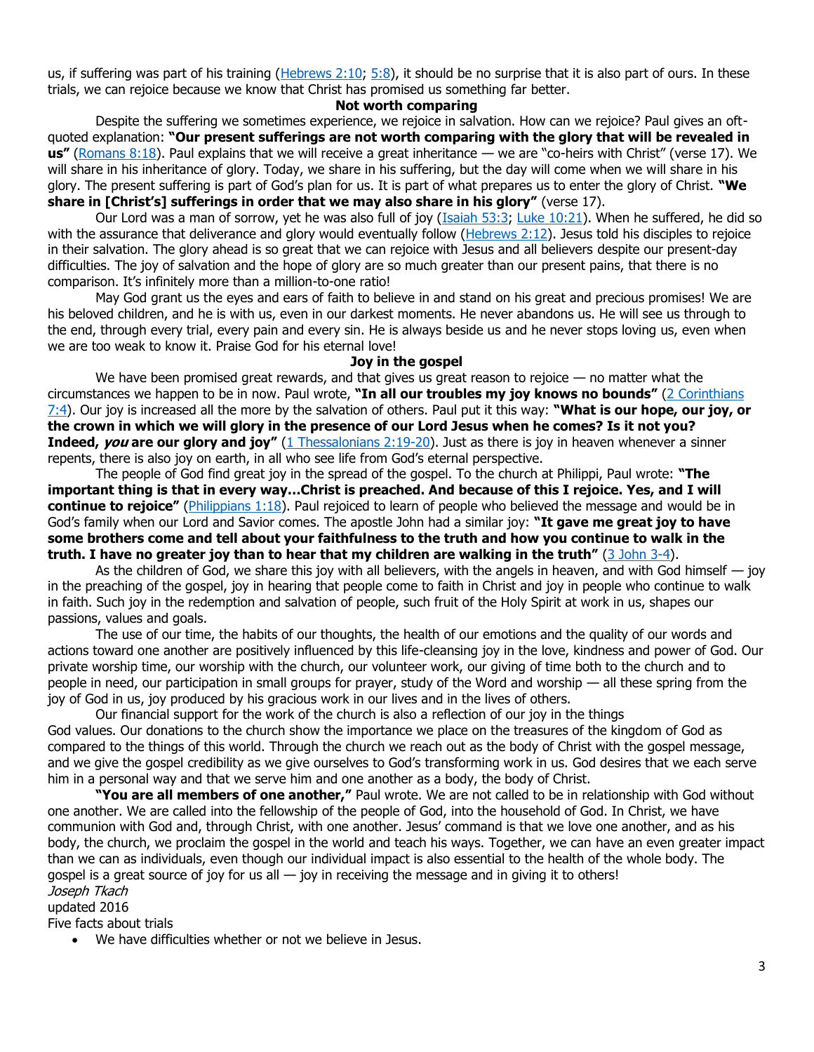us, if suffering was part of his training (Hebrews 2:10; 5:8), it should be no surprise that it is also part of ours. In these trials, we can rejoice because we know that Christ has promised us something far better.

### Not worth comparing

Despite the suffering we sometimes experience, we rejoice in salvation. How can we rejoice? Paul gives an oft-quoted explanation: **"Our present sufferings are not worth comparing with the glory that will be revealed in us"** (Romans 8:18). Paul explains that we will receive a great inheritance — we are "co-heirs with Christ" (verse 17). We will share in his inheritance of glory. Today, we share in his suffering, but the day will come when we will share in his glory. The present suffering is part of God's plan for us. It is part of what prepares us to enter the glory of Christ. **"We share in [Christ's] sufferings in order that we may also share in his glory"** (verse 17).

Our Lord was a man of sorrow, yet he was also full of joy (Isaiah 53:3; Luke 10:21). When he suffered, he did so with the assurance that deliverance and glory would eventually follow (Hebrews 2:12). Jesus told his disciples to rejoice in their salvation. The glory ahead is so great that we can rejoice with Jesus and all believers despite our present-day difficulties. The joy of salvation and the hope of glory are so much greater than our present pains, that there is no comparison. It's infinitely more than a million-to-one ratio!

May God grant us the eyes and ears of faith to believe in and stand on his great and precious promises! We are his beloved children, and he is with us, even in our darkest moments. He never abandons us. He will see us through to the end, through every trial, every pain and every sin. He is always beside us and he never stops loving us, even when we are too weak to know it. Praise God for his eternal love!

### Joy in the gospel

We have been promised great rewards, and that gives us great reason to rejoice — no matter what the circumstances we happen to be in now. Paul wrote, **"In all our troubles my joy knows no bounds"** (2 Corinthians 7:4). Our joy is increased all the more by the salvation of others. Paul put it this way: **"What is our hope, our joy, or the crown in which we will glory in the presence of our Lord Jesus when he comes? Is it not you? Indeed, *you* are our glory and joy"** (1 Thessalonians 2:19-20). Just as there is joy in heaven whenever a sinner repents, there is also joy on earth, in all who see life from God's eternal perspective.

The people of God find great joy in the spread of the gospel. To the church at Philippi, Paul wrote: **"The important thing is that in every way…Christ is preached. And because of this I rejoice. Yes, and I will continue to rejoice"** (Philippians 1:18). Paul rejoiced to learn of people who believed the message and would be in God's family when our Lord and Savior comes. The apostle John had a similar joy: **"It gave me great joy to have some brothers come and tell about your faithfulness to the truth and how you continue to walk in the truth. I have no greater joy than to hear that my children are walking in the truth"** (3 John 3-4).

As the children of God, we share this joy with all believers, with the angels in heaven, and with God himself — joy in the preaching of the gospel, joy in hearing that people come to faith in Christ and joy in people who continue to walk in faith. Such joy in the redemption and salvation of people, such fruit of the Holy Spirit at work in us, shapes our passions, values and goals.

The use of our time, the habits of our thoughts, the health of our emotions and the quality of our words and actions toward one another are positively influenced by this life-cleansing joy in the love, kindness and power of God. Our private worship time, our worship with the church, our volunteer work, our giving of time both to the church and to people in need, our participation in small groups for prayer, study of the Word and worship — all these spring from the joy of God in us, joy produced by his gracious work in our lives and in the lives of others.

Our financial support for the work of the church is also a reflection of our joy in the things God values. Our donations to the church show the importance we place on the treasures of the kingdom of God as compared to the things of this world. Through the church we reach out as the body of Christ with the gospel message, and we give the gospel credibility as we give ourselves to God's transforming work in us. God desires that we each serve him in a personal way and that we serve him and one another as a body, the body of Christ.

**"You are all members of one another,"** Paul wrote. We are not called to be in relationship with God without one another. We are called into the fellowship of the people of God, into the household of God. In Christ, we have communion with God and, through Christ, with one another. Jesus' command is that we love one another, and as his body, the church, we proclaim the gospel in the world and teach his ways. Together, we can have an even greater impact than we can as individuals, even though our individual impact is also essential to the health of the whole body. The gospel is a great source of joy for us all — joy in receiving the message and in giving it to others!

*Joseph Tkach*

updated 2016

Five facts about trials

- We have difficulties whether or not we believe in Jesus.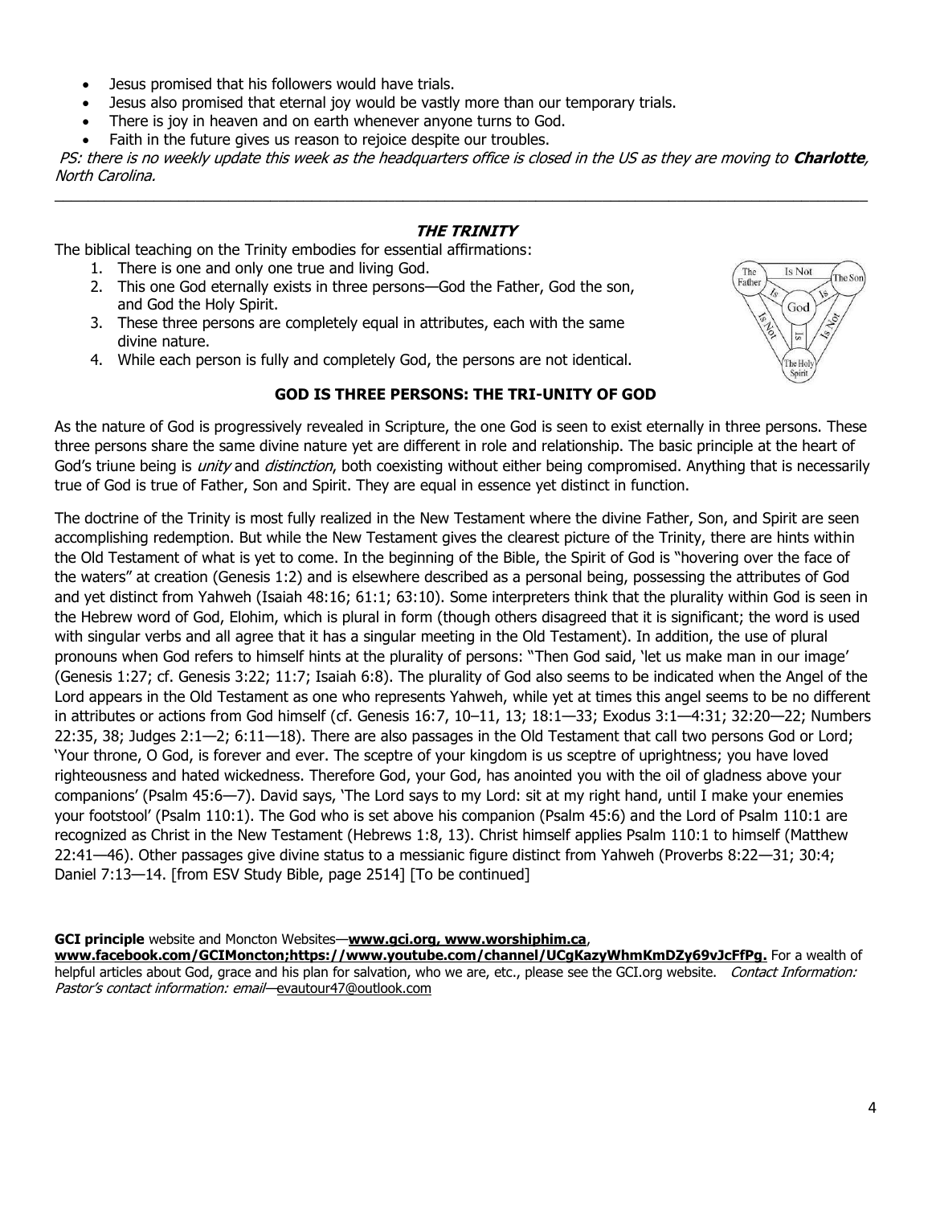- Jesus promised that his followers would have trials.
- Jesus also promised that eternal joy would be vastly more than our temporary trials.
- There is joy in heaven and on earth whenever anyone turns to God.
- Faith in the future gives us reason to rejoice despite our troubles.

*PS: there is no weekly update this week as the headquarters office is closed in the US as they are moving to **Charlotte**, North Carolina.*

---

## ***THE TRINITY***

The biblical teaching on the Trinity embodies for essential affirmations:

1. There is one and only one true and living God.
2. This one God eternally exists in three persons—God the Father, God the son, and God the Holy Spirit.
3. These three persons are completely equal in attributes, each with the same divine nature.
4. While each person is fully and completely God, the persons are not identical.

The Father
Is Not
The Son
Is
Is
God
Is Not
Is
Is Not
The Holy Spirit

### GOD IS THREE PERSONS: THE TRI-UNITY OF GOD

As the nature of God is progressively revealed in Scripture, the one God is seen to exist eternally in three persons. These three persons share the same divine nature yet are different in role and relationship. The basic principle at the heart of God's triune being is *unity* and *distinction*, both coexisting without either being compromised. Anything that is necessarily true of God is true of Father, Son and Spirit. They are equal in essence yet distinct in function.

The doctrine of the Trinity is most fully realized in the New Testament where the divine Father, Son, and Spirit are seen accomplishing redemption. But while the New Testament gives the clearest picture of the Trinity, there are hints within the Old Testament of what is yet to come. In the beginning of the Bible, the Spirit of God is "hovering over the face of the waters" at creation (Genesis 1:2) and is elsewhere described as a personal being, possessing the attributes of God and yet distinct from Yahweh (Isaiah 48:16; 61:1; 63:10). Some interpreters think that the plurality within God is seen in the Hebrew word of God, Elohim, which is plural in form (though others disagreed that it is significant; the word is used with singular verbs and all agree that it has a singular meeting in the Old Testament). In addition, the use of plural pronouns when God refers to himself hints at the plurality of persons: "Then God said, 'let us make man in our image' (Genesis 1:27; cf. Genesis 3:22; 11:7; Isaiah 6:8). The plurality of God also seems to be indicated when the Angel of the Lord appears in the Old Testament as one who represents Yahweh, while yet at times this angel seems to be no different in attributes or actions from God himself (cf. Genesis 16:7, 10–11, 13; 18:1—33; Exodus 3:1—4:31; 32:20—22; Numbers 22:35, 38; Judges 2:1—2; 6:11—18). There are also passages in the Old Testament that call two persons God or Lord; 'Your throne, O God, is forever and ever. The sceptre of your kingdom is us sceptre of uprightness; you have loved righteousness and hated wickedness. Therefore God, your God, has anointed you with the oil of gladness above your companions' (Psalm 45:6—7). David says, 'The Lord says to my Lord: sit at my right hand, until I make your enemies your footstool' (Psalm 110:1). The God who is set above his companion (Psalm 45:6) and the Lord of Psalm 110:1 are recognized as Christ in the New Testament (Hebrews 1:8, 13). Christ himself applies Psalm 110:1 to himself (Matthew 22:41—46). Other passages give divine status to a messianic figure distinct from Yahweh (Proverbs 8:22—31; 30:4; Daniel 7:13—14. [from ESV Study Bible, page 2514] [To be continued]

**GCI principle** website and Moncton Websites—**www.gci.org, www.worshiphim.ca**, **www.facebook.com/GCIMoncton;https://www.youtube.com/channel/UCgKazyWhmKmDZy69vJcFfPg.** For a wealth of helpful articles about God, grace and his plan for salvation, who we are, etc., please see the GCI.org website. *Contact Information: Pastor's contact information: email*—evautour47@outlook.com